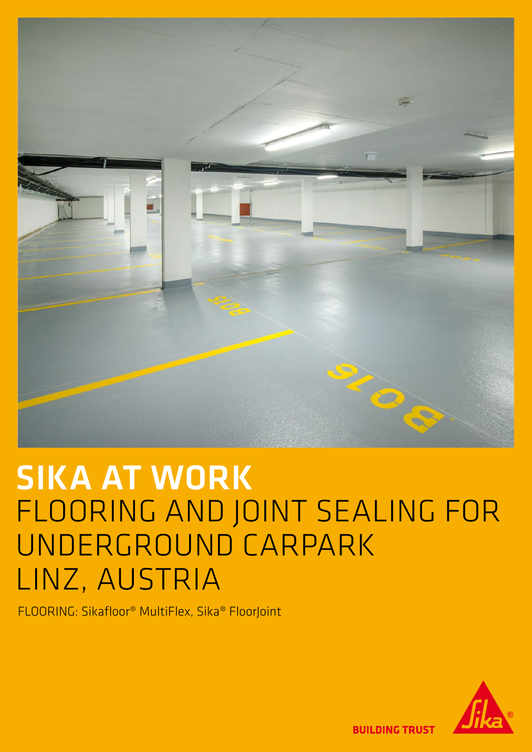# SIKA AT WORK
## FLOORING AND JOINT SEALING FOR UNDERGROUND CARPARK LINZ, AUSTRIA

FLOORING: Sikafloor® MultiFlex, Sika® FloorJoint

BUILDING TRUST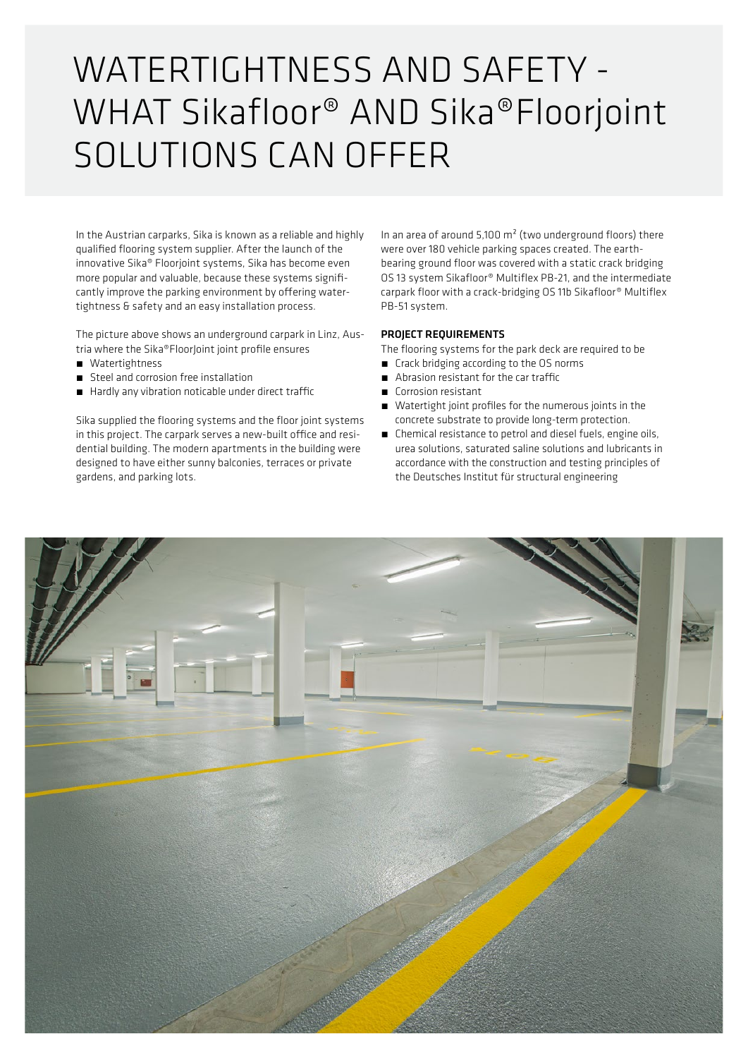# WATERTIGHTNESS AND SAFETY - WHAT Sikafloor® AND Sika®Floorjoint SOLUTIONS CAN OFFER

In the Austrian carparks, Sika is known as a reliable and highly qualified flooring system supplier. After the launch of the innovative Sika® Floorjoint systems, Sika has become even more popular and valuable, because these systems significantly improve the parking environment by offering watertightness & safety and an easy installation process.

The picture above shows an underground carpark in Linz, Austria where the Sika®FloorJoint joint profile ensures

- Watertightness
- Steel and corrosion free installation
- Hardly any vibration noticable under direct traffic

Sika supplied the flooring systems and the floor joint systems in this project. The carpark serves a new-built office and residential building. The modern apartments in the building were designed to have either sunny balconies, terraces or private gardens, and parking lots.

In an area of around 5,100 m² (two underground floors) there were over 180 vehicle parking spaces created. The earth-bearing ground floor was covered with a static crack bridging OS 13 system Sikafloor® Multiflex PB-21, and the intermediate carpark floor with a crack-bridging OS 11b Sikafloor® Multiflex PB-51 system.

**PROJECT REQUIREMENTS**

The flooring systems for the park deck are required to be

- Crack bridging according to the OS norms
- Abrasion resistant for the car traffic
- Corrosion resistant
- Watertight joint profiles for the numerous joints in the concrete substrate to provide long-term protection.
- Chemical resistance to petrol and diesel fuels, engine oils, urea solutions, saturated saline solutions and lubricants in accordance with the construction and testing principles of the Deutsches Institut für structural engineering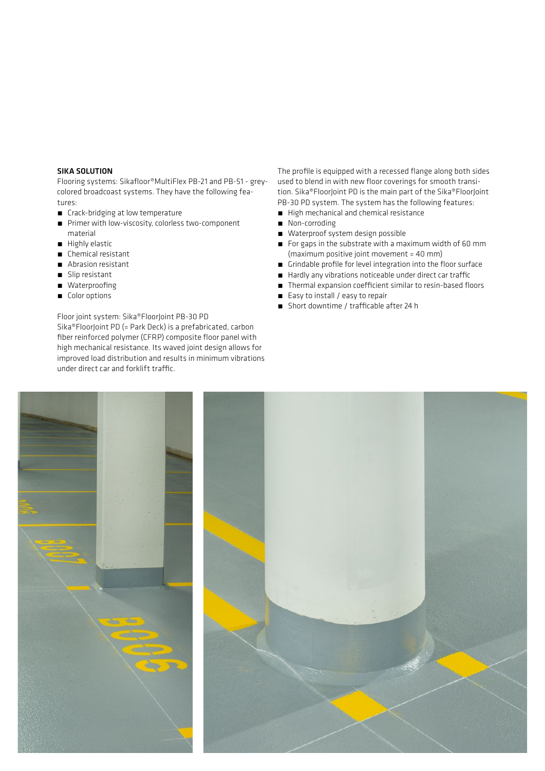## SIKA SOLUTION

Flooring systems: Sikafloor®MultiFlex PB-21 and PB-51 - grey-colored broadcoast systems. They have the following features:

- Crack-bridging at low temperature
- Primer with low-viscosity, colorless two-component material
- Highly elastic
- Chemical resistant
- Abrasion resistant
- Slip resistant
- Waterproofing
- Color options

Floor joint system: Sika®FloorJoint PB-30 PD
Sika®FloorJoint PD (= Park Deck) is a prefabricated, carbon fiber reinforced polymer (CFRP) composite floor panel with high mechanical resistance. Its waved joint design allows for improved load distribution and results in minimum vibrations under direct car and forklift traffic.

The profile is equipped with a recessed flange along both sides used to blend in with new floor coverings for smooth transition. Sika®FloorJoint PD is the main part of the Sika®FloorJoint PB-30 PD system. The system has the following features:

- High mechanical and chemical resistance
- Non-corroding
- Waterproof system design possible
- For gaps in the substrate with a maximum width of 60 mm (maximum positive joint movement = 40 mm)
- Grindable profile for level integration into the floor surface
- Hardly any vibrations noticeable under direct car traffic
- Thermal expansion coefficient similar to resin-based floors
- Easy to install / easy to repair
- Short downtime / trafficable after 24 h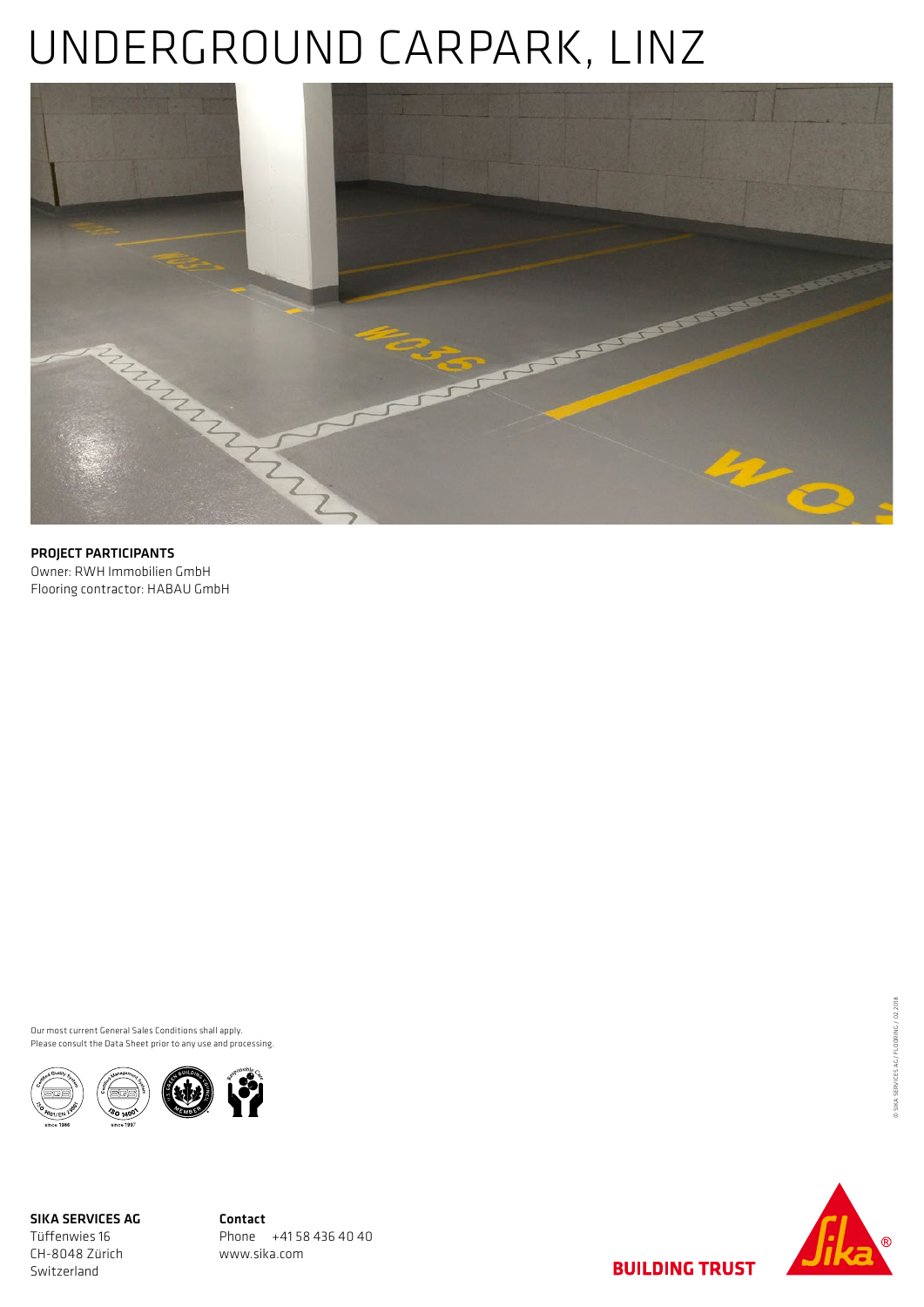# UNDERGROUND CARPARK, LINZ

**PROJECT PARTICIPANTS**
Owner: RWH Immobilien GmbH
Flooring contractor: HABAU GmbH

Our most current General Sales Conditions shall apply.
Please consult the Data Sheet prior to any use and processing.

**SIKA SERVICES AG**
Tüffenwies 16
CH-8048 Zürich
Switzerland

**Contact**
Phone +41 58 436 40 40
www.sika.com

**BUILDING TRUST**

© SIKA SERVICES AG / FLOORING / 02.2018